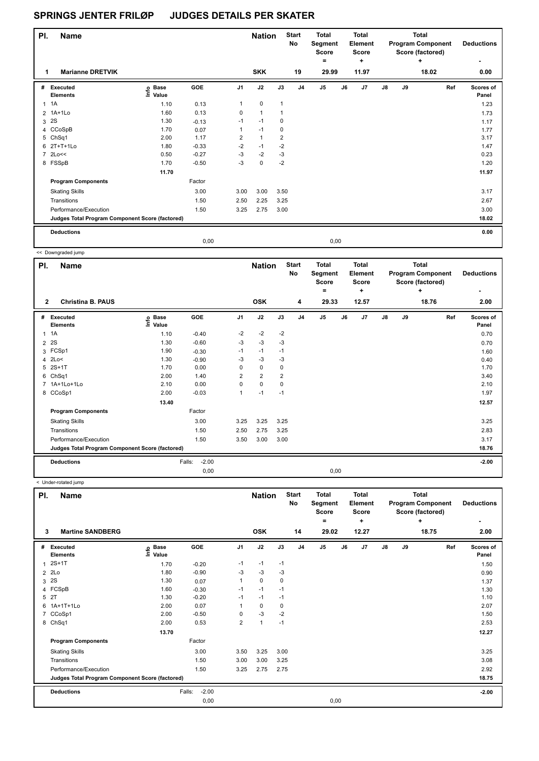# SPRINGS JENTER FRILØP JUDGES DETAILS PER SKATER

| Pl. | Name | Nation | Start No | Total Segment Score = | Total Element Score + | Total Program Component Score (factored) + | Deductions - |
|---|---|---|---|---|---|---|---|
| 1 | Marianne DRETVIK | SKK | 19 | 29.99 | 11.97 | 18.02 | 0.00 |

| # | Executed Elements | Info | Base Value | GOE | J1 | J2 | J3 | J4 | J5 | J6 | J7 | J8 | J9 | Ref | Scores of Panel |
|---|---|---|---|---|---|---|---|---|---|---|---|---|---|---|---|
| 1 | 1A | | 1.10 | 0.13 | 1 | 0 | 1 | | | | | | | | 1.23 |
| 2 | 1A+1Lo | | 1.60 | 0.13 | 0 | 1 | 1 | | | | | | | | 1.73 |
| 3 | 2S | | 1.30 | -0.13 | -1 | -1 | 0 | | | | | | | | 1.17 |
| 4 | CCoSpB | | 1.70 | 0.07 | 1 | -1 | 0 | | | | | | | | 1.77 |
| 5 | ChSq1 | | 2.00 | 1.17 | 2 | 1 | 2 | | | | | | | | 3.17 |
| 6 | 2T+T+1Lo | | 1.80 | -0.33 | -2 | -1 | -2 | | | | | | | | 1.47 |
| 7 | 2Lo<< | | 0.50 | -0.27 | -3 | -2 | -3 | | | | | | | | 0.23 |
| 8 | FSSpB | | 1.70 | -0.50 | -3 | 0 | -2 | | | | | | | | 1.20 |
| | | | 11.70 | | | | | | | | | | | | 11.97 |
| | **Program Components** | | | Factor | | | | | | | | | | | |
| | Skating Skills | | | 3.00 | 3.00 | 3.00 | 3.50 | | | | | | | | 3.17 |
| | Transitions | | | 1.50 | 2.50 | 2.25 | 3.25 | | | | | | | | 2.67 |
| | Performance/Execution | | | 1.50 | 3.25 | 2.75 | 3.00 | | | | | | | | 3.00 |
| | **Judges Total Program Component Score (factored)** | | | | | | | | | | | | | | 18.02 |
| | **Deductions** | | | | | | | | | | | | | | 0.00 |
| | | | | 0,00 | | | | | 0,00 | | | | | | |

<< Downgraded jump

| Pl. | Name | Nation | Start No | Total Segment Score = | Total Element Score + | Total Program Component Score (factored) + | Deductions - |
|---|---|---|---|---|---|---|---|
| 2 | Christina B. PAUS | OSK | 4 | 29.33 | 12.57 | 18.76 | 2.00 |

| # | Executed Elements | Info | Base Value | GOE | J1 | J2 | J3 | J4 | J5 | J6 | J7 | J8 | J9 | Ref | Scores of Panel |
|---|---|---|---|---|---|---|---|---|---|---|---|---|---|---|---|
| 1 | 1A | | 1.10 | -0.40 | -2 | -2 | -2 | | | | | | | | 0.70 |
| 2 | 2S | | 1.30 | -0.60 | -3 | -3 | -3 | | | | | | | | 0.70 |
| 3 | FCSp1 | | 1.90 | -0.30 | -1 | -1 | -1 | | | | | | | | 1.60 |
| 4 | 2Lo< | | 1.30 | -0.90 | -3 | -3 | -3 | | | | | | | | 0.40 |
| 5 | 2S+1T | | 1.70 | 0.00 | 0 | 0 | 0 | | | | | | | | 1.70 |
| 6 | ChSq1 | | 2.00 | 1.40 | 2 | 2 | 2 | | | | | | | | 3.40 |
| 7 | 1A+1Lo+1Lo | | 2.10 | 0.00 | 0 | 0 | 0 | | | | | | | | 2.10 |
| 8 | CCoSp1 | | 2.00 | -0.03 | 1 | -1 | -1 | | | | | | | | 1.97 |
| | | | 13.40 | | | | | | | | | | | | 12.57 |
| | **Program Components** | | | Factor | | | | | | | | | | | |
| | Skating Skills | | | 3.00 | 3.25 | 3.25 | 3.25 | | | | | | | | 3.25 |
| | Transitions | | | 1.50 | 2.50 | 2.75 | 3.25 | | | | | | | | 2.83 |
| | Performance/Execution | | | 1.50 | 3.50 | 3.00 | 3.00 | | | | | | | | 3.17 |
| | **Judges Total Program Component Score (factored)** | | | | | | | | | | | | | | 18.76 |
| | **Deductions** | | | Falls: -2.00 | | | | | | | | | | | -2.00 |
| | | | | 0,00 | | | | | 0,00 | | | | | | |

< Under-rotated jump

| Pl. | Name | Nation | Start No | Total Segment Score = | Total Element Score + | Total Program Component Score (factored) + | Deductions - |
|---|---|---|---|---|---|---|---|
| 3 | Martine SANDBERG | OSK | 14 | 29.02 | 12.27 | 18.75 | 2.00 |

| # | Executed Elements | Info | Base Value | GOE | J1 | J2 | J3 | J4 | J5 | J6 | J7 | J8 | J9 | Ref | Scores of Panel |
|---|---|---|---|---|---|---|---|---|---|---|---|---|---|---|---|
| 1 | 2S+1T | | 1.70 | -0.20 | -1 | -1 | -1 | | | | | | | | 1.50 |
| 2 | 2Lo | | 1.80 | -0.90 | -3 | -3 | -3 | | | | | | | | 0.90 |
| 3 | 2S | | 1.30 | 0.07 | 1 | 0 | 0 | | | | | | | | 1.37 |
| 4 | FCSpB | | 1.60 | -0.30 | -1 | -1 | -1 | | | | | | | | 1.30 |
| 5 | 2T | | 1.30 | -0.20 | -1 | -1 | -1 | | | | | | | | 1.10 |
| 6 | 1A+1T+1Lo | | 2.00 | 0.07 | 1 | 0 | 0 | | | | | | | | 2.07 |
| 7 | CCoSp1 | | 2.00 | -0.50 | 0 | -3 | -2 | | | | | | | | 1.50 |
| 8 | ChSq1 | | 2.00 | 0.53 | 2 | 1 | -1 | | | | | | | | 2.53 |
| | | | 13.70 | | | | | | | | | | | | 12.27 |
| | **Program Components** | | | Factor | | | | | | | | | | | |
| | Skating Skills | | | 3.00 | 3.50 | 3.25 | 3.00 | | | | | | | | 3.25 |
| | Transitions | | | 1.50 | 3.00 | 3.00 | 3.25 | | | | | | | | 3.08 |
| | Performance/Execution | | | 1.50 | 3.25 | 2.75 | 2.75 | | | | | | | | 2.92 |
| | **Judges Total Program Component Score (factored)** | | | | | | | | | | | | | | 18.75 |
| | **Deductions** | | | Falls: -2.00 | | | | | | | | | | | -2.00 |
| | | | | 0,00 | | | | | 0,00 | | | | | | |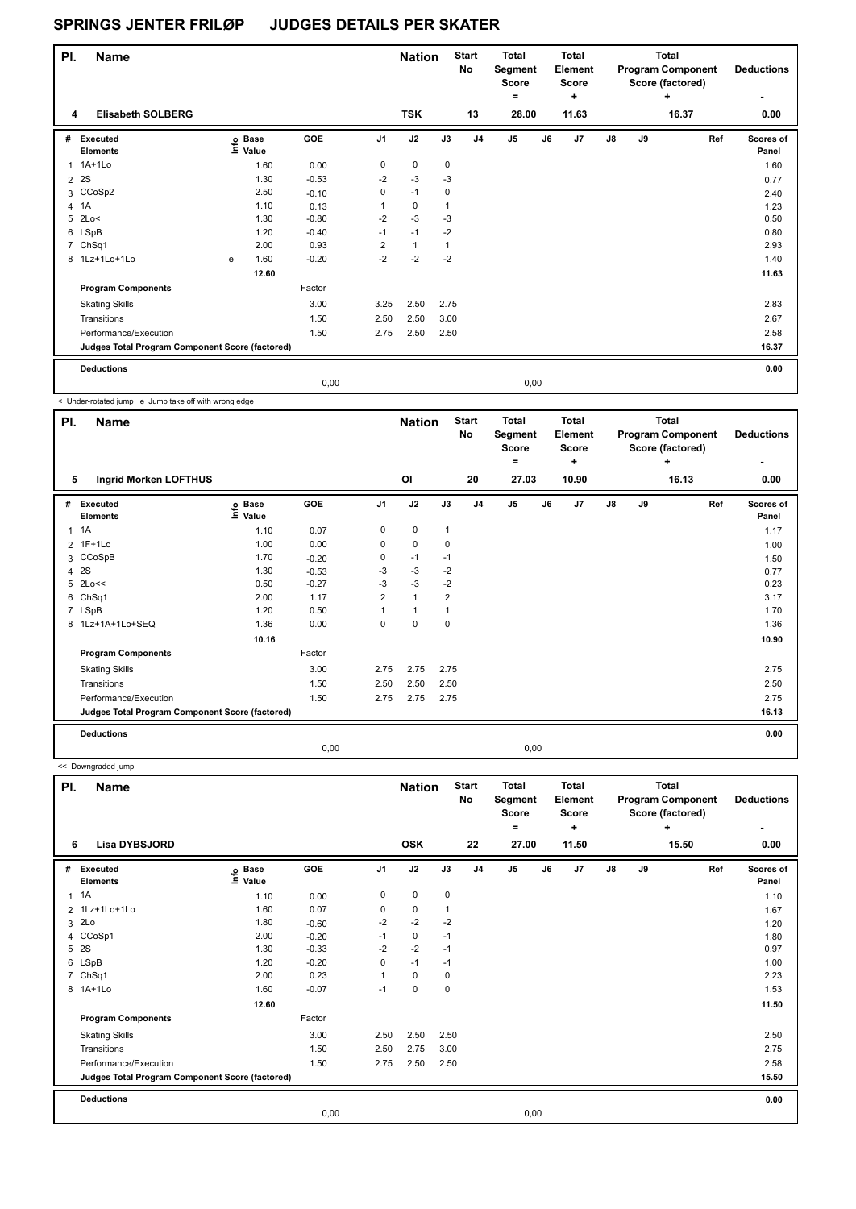# SPRINGS JENTER FRILØP JUDGES DETAILS PER SKATER

| Pl. | Name | Nation | Start No | Total Segment Score = | Total Element Score + | Total Program Component Score (factored) + | Deductions - |
|---|---|---|---|---|---|---|---|
| 4 | Elisabeth SOLBERG | TSK | 13 | 28.00 | 11.63 | 16.37 | 0.00 |

| # | Executed Elements | Info | Base Value | GOE | J1 | J2 | J3 | J4 | J5 | J6 | J7 | J8 | J9 | Ref | Scores of Panel |
|---|---|---|---|---|---|---|---|---|---|---|---|---|---|---|---|
| 1 | 1A+1Lo | | 1.60 | 0.00 | 0 | 0 | 0 | | | | | | | | 1.60 |
| 2 | 2S | | 1.30 | -0.53 | -2 | -3 | -3 | | | | | | | | 0.77 |
| 3 | CCoSp2 | | 2.50 | -0.10 | 0 | -1 | 0 | | | | | | | | 2.40 |
| 4 | 1A | | 1.10 | 0.13 | 1 | 0 | 1 | | | | | | | | 1.23 |
| 5 | 2Lo< | | 1.30 | -0.80 | -2 | -3 | -3 | | | | | | | | 0.50 |
| 6 | LSpB | | 1.20 | -0.40 | -1 | -1 | -2 | | | | | | | | 0.80 |
| 7 | ChSq1 | | 2.00 | 0.93 | 2 | 1 | 1 | | | | | | | | 2.93 |
| 8 | 1Lz+1Lo+1Lo | e | 1.60 | -0.20 | -2 | -2 | -2 | | | | | | | | 1.40 |
| | | | 12.60 | | | | | | | | | | | | 11.63 |
| | Program Components | | | Factor | | | | | | | | | | | |
| | Skating Skills | | | 3.00 | 3.25 | 2.50 | 2.75 | | | | | | | | 2.83 |
| | Transitions | | | 1.50 | 2.50 | 2.50 | 3.00 | | | | | | | | 2.67 |
| | Performance/Execution | | | 1.50 | 2.75 | 2.50 | 2.50 | | | | | | | | 2.58 |
| | Judges Total Program Component Score (factored) | | | | | | | | | | | | | | 16.37 |
| | Deductions | | | | | | | | | | | | | | 0.00 |
| | | | | 0,00 | | | | | 0,00 | | | | | | |

< Under-rotated jump e Jump take off with wrong edge

| Pl. | Name | Nation | Start No | Total Segment Score = | Total Element Score + | Total Program Component Score (factored) + | Deductions - |
|---|---|---|---|---|---|---|---|
| 5 | Ingrid Morken LOFTHUS | OI | 20 | 27.03 | 10.90 | 16.13 | 0.00 |

| # | Executed Elements | Info | Base Value | GOE | J1 | J2 | J3 | J4 | J5 | J6 | J7 | J8 | J9 | Ref | Scores of Panel |
|---|---|---|---|---|---|---|---|---|---|---|---|---|---|---|---|
| 1 | 1A | | 1.10 | 0.07 | 0 | 0 | 1 | | | | | | | | 1.17 |
| 2 | 1F+1Lo | | 1.00 | 0.00 | 0 | 0 | 0 | | | | | | | | 1.00 |
| 3 | CCoSpB | | 1.70 | -0.20 | 0 | -1 | -1 | | | | | | | | 1.50 |
| 4 | 2S | | 1.30 | -0.53 | -3 | -3 | -2 | | | | | | | | 0.77 |
| 5 | 2Lo<< | | 0.50 | -0.27 | -3 | -3 | -2 | | | | | | | | 0.23 |
| 6 | ChSq1 | | 2.00 | 1.17 | 2 | 1 | 2 | | | | | | | | 3.17 |
| 7 | LSpB | | 1.20 | 0.50 | 1 | 1 | 1 | | | | | | | | 1.70 |
| 8 | 1Lz+1A+1Lo+SEQ | | 1.36 | 0.00 | 0 | 0 | 0 | | | | | | | | 1.36 |
| | | | 10.16 | | | | | | | | | | | | 10.90 |
| | Program Components | | | Factor | | | | | | | | | | | |
| | Skating Skills | | | 3.00 | 2.75 | 2.75 | 2.75 | | | | | | | | 2.75 |
| | Transitions | | | 1.50 | 2.50 | 2.50 | 2.50 | | | | | | | | 2.50 |
| | Performance/Execution | | | 1.50 | 2.75 | 2.75 | 2.75 | | | | | | | | 2.75 |
| | Judges Total Program Component Score (factored) | | | | | | | | | | | | | | 16.13 |
| | Deductions | | | | | | | | | | | | | | 0.00 |
| | | | | 0,00 | | | | | 0,00 | | | | | | |

<< Downgraded jump

| Pl. | Name | Nation | Start No | Total Segment Score = | Total Element Score + | Total Program Component Score (factored) + | Deductions - |
|---|---|---|---|---|---|---|---|
| 6 | Lisa DYBSJORD | OSK | 22 | 27.00 | 11.50 | 15.50 | 0.00 |

| # | Executed Elements | Info | Base Value | GOE | J1 | J2 | J3 | J4 | J5 | J6 | J7 | J8 | J9 | Ref | Scores of Panel |
|---|---|---|---|---|---|---|---|---|---|---|---|---|---|---|---|
| 1 | 1A | | 1.10 | 0.00 | 0 | 0 | 0 | | | | | | | | 1.10 |
| 2 | 1Lz+1Lo+1Lo | | 1.60 | 0.07 | 0 | 0 | 1 | | | | | | | | 1.67 |
| 3 | 2Lo | | 1.80 | -0.60 | -2 | -2 | -2 | | | | | | | | 1.20 |
| 4 | CCoSp1 | | 2.00 | -0.20 | -1 | 0 | -1 | | | | | | | | 1.80 |
| 5 | 2S | | 1.30 | -0.33 | -2 | -2 | -1 | | | | | | | | 0.97 |
| 6 | LSpB | | 1.20 | -0.20 | 0 | -1 | -1 | | | | | | | | 1.00 |
| 7 | ChSq1 | | 2.00 | 0.23 | 1 | 0 | 0 | | | | | | | | 2.23 |
| 8 | 1A+1Lo | | 1.60 | -0.07 | -1 | 0 | 0 | | | | | | | | 1.53 |
| | | | 12.60 | | | | | | | | | | | | 11.50 |
| | Program Components | | | Factor | | | | | | | | | | | |
| | Skating Skills | | | 3.00 | 2.50 | 2.50 | 2.50 | | | | | | | | 2.50 |
| | Transitions | | | 1.50 | 2.50 | 2.75 | 3.00 | | | | | | | | 2.75 |
| | Performance/Execution | | | 1.50 | 2.75 | 2.50 | 2.50 | | | | | | | | 2.58 |
| | Judges Total Program Component Score (factored) | | | | | | | | | | | | | | 15.50 |
| | Deductions | | | | | | | | | | | | | | 0.00 |
| | | | | 0,00 | | | | | 0,00 | | | | | | |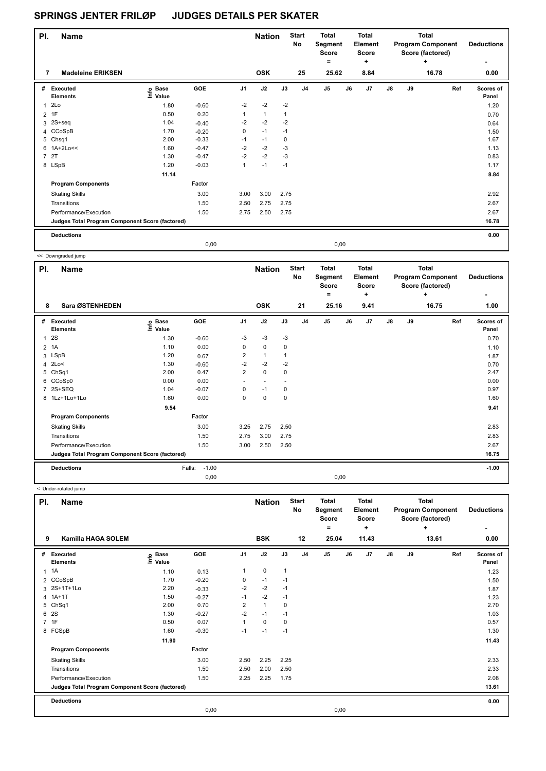# SPRINGS JENTER FRILØP JUDGES DETAILS PER SKATER

| Pl. | Name | Nation | Start No | Total Segment Score = | Total Element Score + | Total Program Component Score (factored) + | Deductions - |
|---|---|---|---|---|---|---|---|
| 7 | Madeleine ERIKSEN | OSK | 25 | 25.62 | 8.84 | 16.78 | 0.00 |

| # | Executed Elements | Info | Base Value | GOE | J1 | J2 | J3 | J4 | J5 | J6 | J7 | J8 | J9 | Ref | Scores of Panel |
|---|---|---|---|---|---|---|---|---|---|---|---|---|---|---|---|
| 1 | 2Lo | | 1.80 | -0.60 | -2 | -2 | -2 | | | | | | | | 1.20 |
| 2 | 1F | | 0.50 | 0.20 | 1 | 1 | 1 | | | | | | | | 0.70 |
| 3 | 2S+seq | | 1.04 | -0.40 | -2 | -2 | -2 | | | | | | | | 0.64 |
| 4 | CCoSpB | | 1.70 | -0.20 | 0 | -1 | -1 | | | | | | | | 1.50 |
| 5 | Chsq1 | | 2.00 | -0.33 | -1 | -1 | 0 | | | | | | | | 1.67 |
| 6 | 1A+2Lo<< | | 1.60 | -0.47 | -2 | -2 | -3 | | | | | | | | 1.13 |
| 7 | 2T | | 1.30 | -0.47 | -2 | -2 | -3 | | | | | | | | 0.83 |
| 8 | LSpB | | 1.20 | -0.03 | 1 | -1 | -1 | | | | | | | | 1.17 |
| | | | 11.14 | | | | | | | | | | | | 8.84 |
| | **Program Components** | | | Factor | | | | | | | | | | | |
| | Skating Skills | | | 3.00 | 3.00 | 3.00 | 2.75 | | | | | | | | 2.92 |
| | Transitions | | | 1.50 | 2.50 | 2.75 | 2.75 | | | | | | | | 2.67 |
| | Performance/Execution | | | 1.50 | 2.75 | 2.50 | 2.75 | | | | | | | | 2.67 |
| | **Judges Total Program Component Score (factored)** | | | | | | | | | | | | | | 16.78 |
| | **Deductions** | | | | | | | | | | | | | | 0.00 |
| | | | | 0,00 | | | | | 0,00 | | | | | | |

<< Downgraded jump

| Pl. | Name | Nation | Start No | Total Segment Score = | Total Element Score + | Total Program Component Score (factored) + | Deductions - |
|---|---|---|---|---|---|---|---|
| 8 | Sara ØSTENHEDEN | OSK | 21 | 25.16 | 9.41 | 16.75 | 1.00 |

| # | Executed Elements | Info | Base Value | GOE | J1 | J2 | J3 | J4 | J5 | J6 | J7 | J8 | J9 | Ref | Scores of Panel |
|---|---|---|---|---|---|---|---|---|---|---|---|---|---|---|---|
| 1 | 2S | | 1.30 | -0.60 | -3 | -3 | -3 | | | | | | | | 0.70 |
| 2 | 1A | | 1.10 | 0.00 | 0 | 0 | 0 | | | | | | | | 1.10 |
| 3 | LSpB | | 1.20 | 0.67 | 2 | 1 | 1 | | | | | | | | 1.87 |
| 4 | 2Lo< | | 1.30 | -0.60 | -2 | -2 | -2 | | | | | | | | 0.70 |
| 5 | ChSq1 | | 2.00 | 0.47 | 2 | 0 | 0 | | | | | | | | 2.47 |
| 6 | CCoSp0 | | 0.00 | 0.00 | - | - | - | | | | | | | | 0.00 |
| 7 | 2S+SEQ | | 1.04 | -0.07 | 0 | -1 | 0 | | | | | | | | 0.97 |
| 8 | 1Lz+1Lo+1Lo | | 1.60 | 0.00 | 0 | 0 | 0 | | | | | | | | 1.60 |
| | | | 9.54 | | | | | | | | | | | | 9.41 |
| | **Program Components** | | | Factor | | | | | | | | | | | |
| | Skating Skills | | | 3.00 | 3.25 | 2.75 | 2.50 | | | | | | | | 2.83 |
| | Transitions | | | 1.50 | 2.75 | 3.00 | 2.75 | | | | | | | | 2.83 |
| | Performance/Execution | | | 1.50 | 3.00 | 2.50 | 2.50 | | | | | | | | 2.67 |
| | **Judges Total Program Component Score (factored)** | | | | | | | | | | | | | | 16.75 |
| | **Deductions** | | | Falls: -1.00 | | | | | | | | | | | -1.00 |
| | | | | 0,00 | | | | | 0,00 | | | | | | |

< Under-rotated jump

| Pl. | Name | Nation | Start No | Total Segment Score = | Total Element Score + | Total Program Component Score (factored) + | Deductions - |
|---|---|---|---|---|---|---|---|
| 9 | Kamilla HAGA SOLEM | BSK | 12 | 25.04 | 11.43 | 13.61 | 0.00 |

| # | Executed Elements | Info | Base Value | GOE | J1 | J2 | J3 | J4 | J5 | J6 | J7 | J8 | J9 | Ref | Scores of Panel |
|---|---|---|---|---|---|---|---|---|---|---|---|---|---|---|---|
| 1 | 1A | | 1.10 | 0.13 | 1 | 0 | 1 | | | | | | | | 1.23 |
| 2 | CCoSpB | | 1.70 | -0.20 | 0 | -1 | -1 | | | | | | | | 1.50 |
| 3 | 2S+1T+1Lo | | 2.20 | -0.33 | -2 | -2 | -1 | | | | | | | | 1.87 |
| 4 | 1A+1T | | 1.50 | -0.27 | -1 | -2 | -1 | | | | | | | | 1.23 |
| 5 | ChSq1 | | 2.00 | 0.70 | 2 | 1 | 0 | | | | | | | | 2.70 |
| 6 | 2S | | 1.30 | -0.27 | -2 | -1 | -1 | | | | | | | | 1.03 |
| 7 | 1F | | 0.50 | 0.07 | 1 | 0 | 0 | | | | | | | | 0.57 |
| 8 | FCSpB | | 1.60 | -0.30 | -1 | -1 | -1 | | | | | | | | 1.30 |
| | | | 11.90 | | | | | | | | | | | | 11.43 |
| | **Program Components** | | | Factor | | | | | | | | | | | |
| | Skating Skills | | | 3.00 | 2.50 | 2.25 | 2.25 | | | | | | | | 2.33 |
| | Transitions | | | 1.50 | 2.50 | 2.00 | 2.50 | | | | | | | | 2.33 |
| | Performance/Execution | | | 1.50 | 2.25 | 2.25 | 1.75 | | | | | | | | 2.08 |
| | **Judges Total Program Component Score (factored)** | | | | | | | | | | | | | | 13.61 |
| | **Deductions** | | | | | | | | | | | | | | 0.00 |
| | | | | 0,00 | | | | | 0,00 | | | | | | |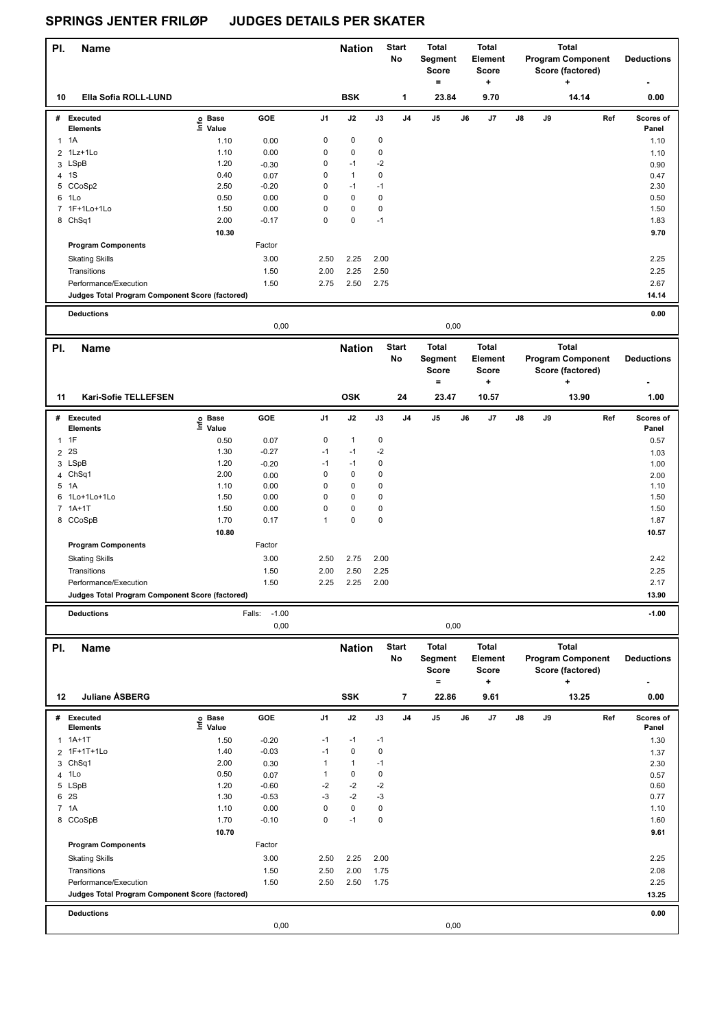# SPRINGS JENTER FRILØP JUDGES DETAILS PER SKATER

| Pl. | Name | Nation | Start No | Total Segment Score = | Total Element Score + | Total Program Component Score (factored) + | Deductions - |
|---|---|---|---|---|---|---|---|
| 10 | Ella Sofia ROLL-LUND | BSK | 1 | 23.84 | 9.70 | 14.14 | 0.00 |

| # | Executed Elements | Info | Base Value | GOE | J1 | J2 | J3 | J4 | J5 | J6 | J7 | J8 | J9 | Ref | Scores of Panel |
|---|---|---|---|---|---|---|---|---|---|---|---|---|---|---|---|
| 1 | 1A | | 1.10 | 0.00 | 0 | 0 | 0 | | | | | | | | 1.10 |
| 2 | 1Lz+1Lo | | 1.10 | 0.00 | 0 | 0 | 0 | | | | | | | | 1.10 |
| 3 | LSpB | | 1.20 | -0.30 | 0 | -1 | -2 | | | | | | | | 0.90 |
| 4 | 1S | | 0.40 | 0.07 | 0 | 1 | 0 | | | | | | | | 0.47 |
| 5 | CCoSp2 | | 2.50 | -0.20 | 0 | -1 | -1 | | | | | | | | 2.30 |
| 6 | 1Lo | | 0.50 | 0.00 | 0 | 0 | 0 | | | | | | | | 0.50 |
| 7 | 1F+1Lo+1Lo | | 1.50 | 0.00 | 0 | 0 | 0 | | | | | | | | 1.50 |
| 8 | ChSq1 | | 2.00 | -0.17 | 0 | 0 | -1 | | | | | | | | 1.83 |
| | | | 10.30 | | | | | | | | | | | | 9.70 |
| | **Program Components** | | | Factor | | | | | | | | | | | |
| | Skating Skills | | | 3.00 | 2.50 | 2.25 | 2.00 | | | | | | | | 2.25 |
| | Transitions | | | 1.50 | 2.00 | 2.25 | 2.50 | | | | | | | | 2.25 |
| | Performance/Execution | | | 1.50 | 2.75 | 2.50 | 2.75 | | | | | | | | 2.67 |
| | **Judges Total Program Component Score (factored)** | | | | | | | | | | | | | | 14.14 |
| | **Deductions** | | | | | | | | | | | | | | 0.00 |
| | | | | 0,00 | | | | | 0,00 | | | | | | |

| Pl. | Name | Nation | Start No | Total Segment Score = | Total Element Score + | Total Program Component Score (factored) + | Deductions - |
|---|---|---|---|---|---|---|---|
| 11 | Kari-Sofie TELLEFSEN | OSK | 24 | 23.47 | 10.57 | 13.90 | 1.00 |

| # | Executed Elements | Info | Base Value | GOE | J1 | J2 | J3 | J4 | J5 | J6 | J7 | J8 | J9 | Ref | Scores of Panel |
|---|---|---|---|---|---|---|---|---|---|---|---|---|---|---|---|
| 1 | 1F | | 0.50 | 0.07 | 0 | 1 | 0 | | | | | | | | 0.57 |
| 2 | 2S | | 1.30 | -0.27 | -1 | -1 | -2 | | | | | | | | 1.03 |
| 3 | LSpB | | 1.20 | -0.20 | -1 | -1 | 0 | | | | | | | | 1.00 |
| 4 | ChSq1 | | 2.00 | 0.00 | 0 | 0 | 0 | | | | | | | | 2.00 |
| 5 | 1A | | 1.10 | 0.00 | 0 | 0 | 0 | | | | | | | | 1.10 |
| 6 | 1Lo+1Lo+1Lo | | 1.50 | 0.00 | 0 | 0 | 0 | | | | | | | | 1.50 |
| 7 | 1A+1T | | 1.50 | 0.00 | 0 | 0 | 0 | | | | | | | | 1.50 |
| 8 | CCoSpB | | 1.70 | 0.17 | 1 | 0 | 0 | | | | | | | | 1.87 |
| | | | 10.80 | | | | | | | | | | | | 10.57 |
| | **Program Components** | | | Factor | | | | | | | | | | | |
| | Skating Skills | | | 3.00 | 2.50 | 2.75 | 2.00 | | | | | | | | 2.42 |
| | Transitions | | | 1.50 | 2.00 | 2.50 | 2.25 | | | | | | | | 2.25 |
| | Performance/Execution | | | 1.50 | 2.25 | 2.25 | 2.00 | | | | | | | | 2.17 |
| | **Judges Total Program Component Score (factored)** | | | | | | | | | | | | | | 13.90 |
| | **Deductions** | | | Falls: -1.00 | | | | | | | | | | | -1.00 |
| | | | | 0,00 | | | | | 0,00 | | | | | | |

| Pl. | Name | Nation | Start No | Total Segment Score = | Total Element Score + | Total Program Component Score (factored) + | Deductions - |
|---|---|---|---|---|---|---|---|
| 12 | Juliane ÅSBERG | SSK | 7 | 22.86 | 9.61 | 13.25 | 0.00 |

| # | Executed Elements | Info | Base Value | GOE | J1 | J2 | J3 | J4 | J5 | J6 | J7 | J8 | J9 | Ref | Scores of Panel |
|---|---|---|---|---|---|---|---|---|---|---|---|---|---|---|---|
| 1 | 1A+1T | | 1.50 | -0.20 | -1 | -1 | -1 | | | | | | | | 1.30 |
| 2 | 1F+1T+1Lo | | 1.40 | -0.03 | -1 | 0 | 0 | | | | | | | | 1.37 |
| 3 | ChSq1 | | 2.00 | 0.30 | 1 | 1 | -1 | | | | | | | | 2.30 |
| 4 | 1Lo | | 0.50 | 0.07 | 1 | 0 | 0 | | | | | | | | 0.57 |
| 5 | LSpB | | 1.20 | -0.60 | -2 | -2 | -2 | | | | | | | | 0.60 |
| 6 | 2S | | 1.30 | -0.53 | -3 | -2 | -3 | | | | | | | | 0.77 |
| 7 | 1A | | 1.10 | 0.00 | 0 | 0 | 0 | | | | | | | | 1.10 |
| 8 | CCoSpB | | 1.70 | -0.10 | 0 | -1 | 0 | | | | | | | | 1.60 |
| | | | 10.70 | | | | | | | | | | | | 9.61 |
| | **Program Components** | | | Factor | | | | | | | | | | | |
| | Skating Skills | | | 3.00 | 2.50 | 2.25 | 2.00 | | | | | | | | 2.25 |
| | Transitions | | | 1.50 | 2.50 | 2.00 | 1.75 | | | | | | | | 2.08 |
| | Performance/Execution | | | 1.50 | 2.50 | 2.50 | 1.75 | | | | | | | | 2.25 |
| | **Judges Total Program Component Score (factored)** | | | | | | | | | | | | | | 13.25 |
| | **Deductions** | | | | | | | | | | | | | | 0.00 |
| | | | | 0,00 | | | | | 0,00 | | | | | | |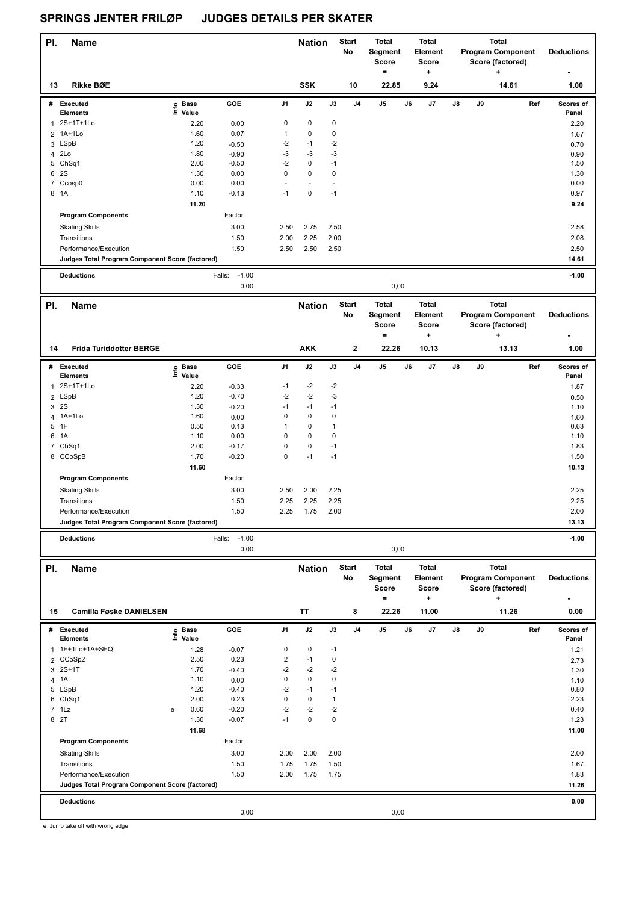# SPRINGS JENTER FRILØP JUDGES DETAILS PER SKATER

| Pl. | Name | Nation | Start No | Total Segment Score = | Total Element Score + | Total Program Component Score (factored) + | Deductions - |
|---|---|---|---|---|---|---|---|
| 13 | Rikke BØE | SSK | 10 | 22.85 | 9.24 | 14.61 | 1.00 |

| # | Executed Elements | Info | Base Value | GOE | J1 | J2 | J3 | J4 | J5 | J6 | J7 | J8 | J9 | Ref | Scores of Panel |
|---|---|---|---|---|---|---|---|---|---|---|---|---|---|---|---|
| 1 | 2S+1T+1Lo | | 2.20 | 0.00 | 0 | 0 | 0 | | | | | | | | 2.20 |
| 2 | 1A+1Lo | | 1.60 | 0.07 | 1 | 0 | 0 | | | | | | | | 1.67 |
| 3 | LSpB | | 1.20 | -0.50 | -2 | -1 | -2 | | | | | | | | 0.70 |
| 4 | 2Lo | | 1.80 | -0.90 | -3 | -3 | -3 | | | | | | | | 0.90 |
| 5 | ChSq1 | | 2.00 | -0.50 | -2 | 0 | -1 | | | | | | | | 1.50 |
| 6 | 2S | | 1.30 | 0.00 | 0 | 0 | 0 | | | | | | | | 1.30 |
| 7 | Ccosp0 | | 0.00 | 0.00 | - | - | - | | | | | | | | 0.00 |
| 8 | 1A | | 1.10 | -0.13 | -1 | 0 | -1 | | | | | | | | 0.97 |
| | | | 11.20 | | | | | | | | | | | | 9.24 |
| | **Program Components** | | | Factor | | | | | | | | | | | |
| | Skating Skills | | | 3.00 | 2.50 | 2.75 | 2.50 | | | | | | | | 2.58 |
| | Transitions | | | 1.50 | 2.00 | 2.25 | 2.00 | | | | | | | | 2.08 |
| | Performance/Execution | | | 1.50 | 2.50 | 2.50 | 2.50 | | | | | | | | 2.50 |
| | **Judges Total Program Component Score (factored)** | | | | | | | | | | | | | | 14.61 |
| | **Deductions** | | Falls: | -1.00 | | | | | | | | | | | -1.00 |
| | | | | 0,00 | | | | | 0,00 | | | | | | |

| Pl. | Name | Nation | Start No | Total Segment Score = | Total Element Score + | Total Program Component Score (factored) + | Deductions - |
|---|---|---|---|---|---|---|---|
| 14 | Frida Turiddotter BERGE | AKK | 2 | 22.26 | 10.13 | 13.13 | 1.00 |

| # | Executed Elements | Info | Base Value | GOE | J1 | J2 | J3 | J4 | J5 | J6 | J7 | J8 | J9 | Ref | Scores of Panel |
|---|---|---|---|---|---|---|---|---|---|---|---|---|---|---|---|
| 1 | 2S+1T+1Lo | | 2.20 | -0.33 | -1 | -2 | -2 | | | | | | | | 1.87 |
| 2 | LSpB | | 1.20 | -0.70 | -2 | -2 | -3 | | | | | | | | 0.50 |
| 3 | 2S | | 1.30 | -0.20 | -1 | -1 | -1 | | | | | | | | 1.10 |
| 4 | 1A+1Lo | | 1.60 | 0.00 | 0 | 0 | 0 | | | | | | | | 1.60 |
| 5 | 1F | | 0.50 | 0.13 | 1 | 0 | 1 | | | | | | | | 0.63 |
| 6 | 1A | | 1.10 | 0.00 | 0 | 0 | 0 | | | | | | | | 1.10 |
| 7 | ChSq1 | | 2.00 | -0.17 | 0 | 0 | -1 | | | | | | | | 1.83 |
| 8 | CCoSpB | | 1.70 | -0.20 | 0 | -1 | -1 | | | | | | | | 1.50 |
| | | | 11.60 | | | | | | | | | | | | 10.13 |
| | **Program Components** | | | Factor | | | | | | | | | | | |
| | Skating Skills | | | 3.00 | 2.50 | 2.00 | 2.25 | | | | | | | | 2.25 |
| | Transitions | | | 1.50 | 2.25 | 2.25 | 2.25 | | | | | | | | 2.25 |
| | Performance/Execution | | | 1.50 | 2.25 | 1.75 | 2.00 | | | | | | | | 2.00 |
| | **Judges Total Program Component Score (factored)** | | | | | | | | | | | | | | 13.13 |
| | **Deductions** | | Falls: | -1.00 | | | | | | | | | | | -1.00 |
| | | | | 0,00 | | | | | 0,00 | | | | | | |

| Pl. | Name | Nation | Start No | Total Segment Score = | Total Element Score + | Total Program Component Score (factored) + | Deductions - |
|---|---|---|---|---|---|---|---|
| 15 | Camilla Føske DANIELSEN | TT | 8 | 22.26 | 11.00 | 11.26 | 0.00 |

| # | Executed Elements | Info | Base Value | GOE | J1 | J2 | J3 | J4 | J5 | J6 | J7 | J8 | J9 | Ref | Scores of Panel |
|---|---|---|---|---|---|---|---|---|---|---|---|---|---|---|---|
| 1 | 1F+1Lo+1A+SEQ | | 1.28 | -0.07 | 0 | 0 | -1 | | | | | | | | 1.21 |
| 2 | CCoSp2 | | 2.50 | 0.23 | 2 | -1 | 0 | | | | | | | | 2.73 |
| 3 | 2S+1T | | 1.70 | -0.40 | -2 | -2 | -2 | | | | | | | | 1.30 |
| 4 | 1A | | 1.10 | 0.00 | 0 | 0 | 0 | | | | | | | | 1.10 |
| 5 | LSpB | | 1.20 | -0.40 | -2 | -1 | -1 | | | | | | | | 0.80 |
| 6 | ChSq1 | | 2.00 | 0.23 | 0 | 0 | 1 | | | | | | | | 2.23 |
| 7 | 1Lz | e | 0.60 | -0.20 | -2 | -2 | -2 | | | | | | | | 0.40 |
| 8 | 2T | | 1.30 | -0.07 | -1 | 0 | 0 | | | | | | | | 1.23 |
| | | | 11.68 | | | | | | | | | | | | 11.00 |
| | **Program Components** | | | Factor | | | | | | | | | | | |
| | Skating Skills | | | 3.00 | 2.00 | 2.00 | 2.00 | | | | | | | | 2.00 |
| | Transitions | | | 1.50 | 1.75 | 1.75 | 1.50 | | | | | | | | 1.67 |
| | Performance/Execution | | | 1.50 | 2.00 | 1.75 | 1.75 | | | | | | | | 1.83 |
| | **Judges Total Program Component Score (factored)** | | | | | | | | | | | | | | 11.26 |
| | **Deductions** | | | | | | | | | | | | | | 0.00 |
| | | | | 0,00 | | | | | 0,00 | | | | | | |

e Jump take off with wrong edge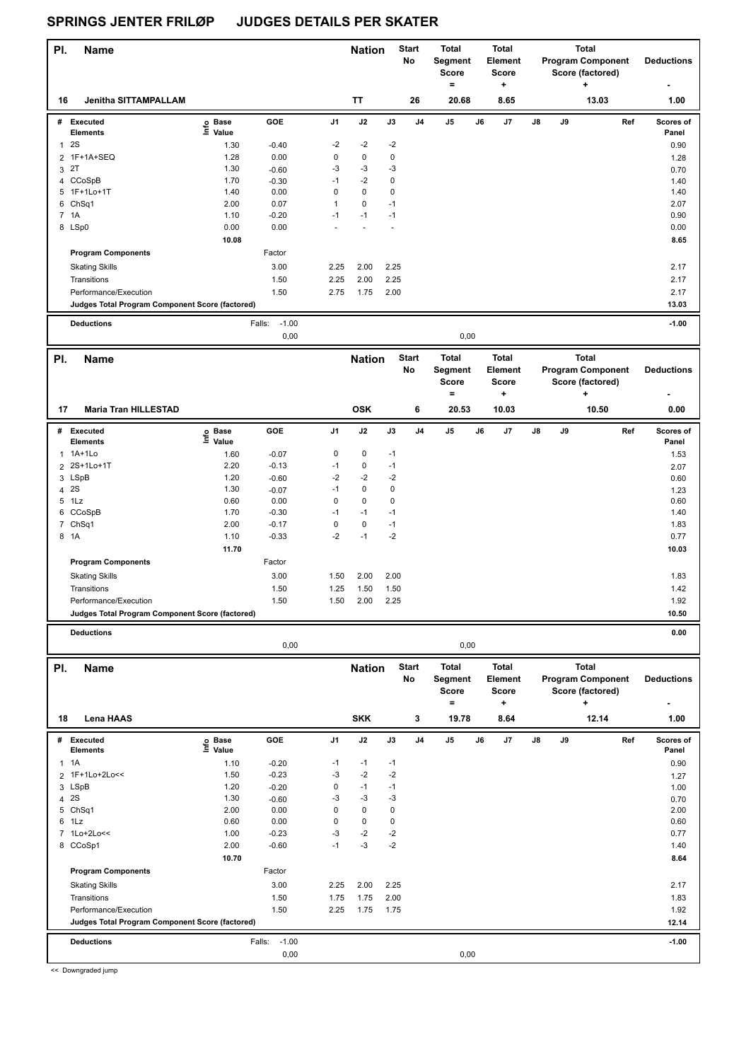# SPRINGS JENTER FRILØP JUDGES DETAILS PER SKATER

| Pl. | Name | Nation | Start No | Total Segment Score = | Total Element Score + | Total Program Component Score (factored) + | Deductions - |
|---|---|---|---|---|---|---|---|
| 16 | Jenitha SITTAMPALLAM | TT | 26 | 20.68 | 8.65 | 13.03 | 1.00 |

| # | Executed Elements | Info | Base Value | GOE | J1 | J2 | J3 | J4 | J5 | J6 | J7 | J8 | J9 | Ref | Scores of Panel |
|---|---|---|---|---|---|---|---|---|---|---|---|---|---|---|---|
| 1 | 2S | | 1.30 | -0.40 | -2 | -2 | -2 | | | | | | | | 0.90 |
| 2 | 1F+1A+SEQ | | 1.28 | 0.00 | 0 | 0 | 0 | | | | | | | | 1.28 |
| 3 | 2T | | 1.30 | -0.60 | -3 | -3 | -3 | | | | | | | | 0.70 |
| 4 | CCoSpB | | 1.70 | -0.30 | -1 | -2 | 0 | | | | | | | | 1.40 |
| 5 | 1F+1Lo+1T | | 1.40 | 0.00 | 0 | 0 | 0 | | | | | | | | 1.40 |
| 6 | ChSq1 | | 2.00 | 0.07 | 1 | 0 | -1 | | | | | | | | 2.07 |
| 7 | 1A | | 1.10 | -0.20 | -1 | -1 | -1 | | | | | | | | 0.90 |
| 8 | LSp0 | | 0.00 | 0.00 | - | - | - | | | | | | | | 0.00 |
| | | | 10.08 | | | | | | | | | | | | 8.65 |

| Program Components | Factor | J1 | J2 | J3 | J4 | J5 | J6 | J7 | J8 | J9 | Scores of Panel |
|---|---|---|---|---|---|---|---|---|---|---|---|
| Skating Skills | 3.00 | 2.25 | 2.00 | 2.25 | | | | | | | 2.17 |
| Transitions | 1.50 | 2.25 | 2.00 | 2.25 | | | | | | | 2.17 |
| Performance/Execution | 1.50 | 2.75 | 1.75 | 2.00 | | | | | | | 2.17 |
| Judges Total Program Component Score (factored) | | | | | | | | | | | 13.03 |

| Deductions | Falls: | -1.00 | -1.00 |
|---|---|---|---|
| | | 0,00 | 0,00 |

| Pl. | Name | Nation | Start No | Total Segment Score = | Total Element Score + | Total Program Component Score (factored) + | Deductions - |
|---|---|---|---|---|---|---|---|
| 17 | Maria Tran HILLESTAD | OSK | 6 | 20.53 | 10.03 | 10.50 | 0.00 |

| # | Executed Elements | Info | Base Value | GOE | J1 | J2 | J3 | J4 | J5 | J6 | J7 | J8 | J9 | Ref | Scores of Panel |
|---|---|---|---|---|---|---|---|---|---|---|---|---|---|---|---|
| 1 | 1A+1Lo | | 1.60 | -0.07 | 0 | 0 | -1 | | | | | | | | 1.53 |
| 2 | 2S+1Lo+1T | | 2.20 | -0.13 | -1 | 0 | -1 | | | | | | | | 2.07 |
| 3 | LSpB | | 1.20 | -0.60 | -2 | -2 | -2 | | | | | | | | 0.60 |
| 4 | 2S | | 1.30 | -0.07 | -1 | 0 | 0 | | | | | | | | 1.23 |
| 5 | 1Lz | | 0.60 | 0.00 | 0 | 0 | 0 | | | | | | | | 0.60 |
| 6 | CCoSpB | | 1.70 | -0.30 | -1 | -1 | -1 | | | | | | | | 1.40 |
| 7 | ChSq1 | | 2.00 | -0.17 | 0 | 0 | -1 | | | | | | | | 1.83 |
| 8 | 1A | | 1.10 | -0.33 | -2 | -1 | -2 | | | | | | | | 0.77 |
| | | | 11.70 | | | | | | | | | | | | 10.03 |

| Program Components | Factor | J1 | J2 | J3 | J4 | J5 | J6 | J7 | J8 | J9 | Scores of Panel |
|---|---|---|---|---|---|---|---|---|---|---|---|
| Skating Skills | 3.00 | 1.50 | 2.00 | 2.00 | | | | | | | 1.83 |
| Transitions | 1.50 | 1.25 | 1.50 | 1.50 | | | | | | | 1.42 |
| Performance/Execution | 1.50 | 1.50 | 2.00 | 2.25 | | | | | | | 1.92 |
| Judges Total Program Component Score (factored) | | | | | | | | | | | 10.50 |

| Deductions | | | 0.00 |
|---|---|---|---|
| | | 0,00 | 0,00 |

| Pl. | Name | Nation | Start No | Total Segment Score = | Total Element Score + | Total Program Component Score (factored) + | Deductions - |
|---|---|---|---|---|---|---|---|
| 18 | Lena HAAS | SKK | 3 | 19.78 | 8.64 | 12.14 | 1.00 |

| # | Executed Elements | Info | Base Value | GOE | J1 | J2 | J3 | J4 | J5 | J6 | J7 | J8 | J9 | Ref | Scores of Panel |
|---|---|---|---|---|---|---|---|---|---|---|---|---|---|---|---|
| 1 | 1A | | 1.10 | -0.20 | -1 | -1 | -1 | | | | | | | | 0.90 |
| 2 | 1F+1Lo+2Lo<< | | 1.50 | -0.23 | -3 | -2 | -2 | | | | | | | | 1.27 |
| 3 | LSpB | | 1.20 | -0.20 | 0 | -1 | -1 | | | | | | | | 1.00 |
| 4 | 2S | | 1.30 | -0.60 | -3 | -3 | -3 | | | | | | | | 0.70 |
| 5 | ChSq1 | | 2.00 | 0.00 | 0 | 0 | 0 | | | | | | | | 2.00 |
| 6 | 1Lz | | 0.60 | 0.00 | 0 | 0 | 0 | | | | | | | | 0.60 |
| 7 | 1Lo+2Lo<< | | 1.00 | -0.23 | -3 | -2 | -2 | | | | | | | | 0.77 |
| 8 | CCoSp1 | | 2.00 | -0.60 | -1 | -3 | -2 | | | | | | | | 1.40 |
| | | | 10.70 | | | | | | | | | | | | 8.64 |

| Program Components | Factor | J1 | J2 | J3 | J4 | J5 | J6 | J7 | J8 | J9 | Scores of Panel |
|---|---|---|---|---|---|---|---|---|---|---|---|
| Skating Skills | 3.00 | 2.25 | 2.00 | 2.25 | | | | | | | 2.17 |
| Transitions | 1.50 | 1.75 | 1.75 | 2.00 | | | | | | | 1.83 |
| Performance/Execution | 1.50 | 2.25 | 1.75 | 1.75 | | | | | | | 1.92 |
| Judges Total Program Component Score (factored) | | | | | | | | | | | 12.14 |

| Deductions | Falls: | -1.00 | -1.00 |
|---|---|---|---|
| | | 0,00 | 0,00 |

<< Downgraded jump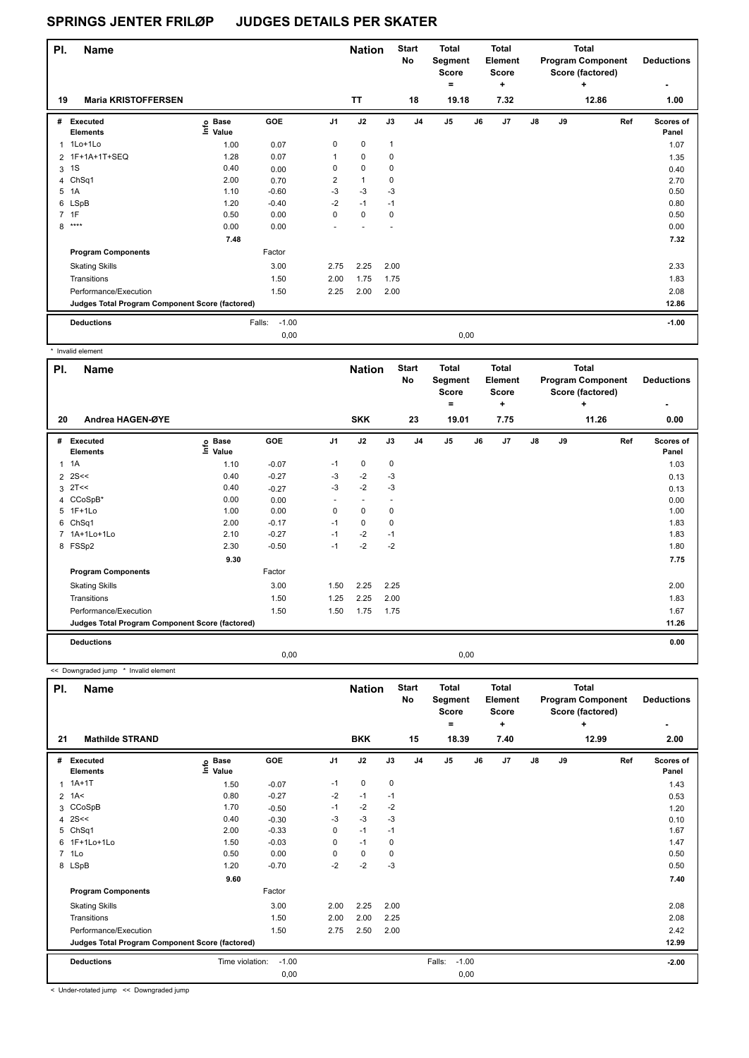# SPRINGS JENTER FRILØP JUDGES DETAILS PER SKATER

| Pl. | Name | Nation | Start No | Total Segment Score = | Total Element Score + | Total Program Component Score (factored) + | Deductions - |
|---|---|---|---|---|---|---|---|
| 19 | Maria KRISTOFFERSEN | TT | 18 | 19.18 | 7.32 | 12.86 | 1.00 |

| # | Executed Elements | Info | Base Value | GOE | J1 | J2 | J3 | J4 | J5 | J6 | J7 | J8 | J9 | Ref | Scores of Panel |
|---|---|---|---|---|---|---|---|---|---|---|---|---|---|---|---|
| 1 | 1Lo+1Lo | | 1.00 | 0.07 | 0 | 0 | 1 | | | | | | | | 1.07 |
| 2 | 1F+1A+1T+SEQ | | 1.28 | 0.07 | 1 | 0 | 0 | | | | | | | | 1.35 |
| 3 | 1S | | 0.40 | 0.00 | 0 | 0 | 0 | | | | | | | | 0.40 |
| 4 | ChSq1 | | 2.00 | 0.70 | 2 | 1 | 0 | | | | | | | | 2.70 |
| 5 | 1A | | 1.10 | -0.60 | -3 | -3 | -3 | | | | | | | | 0.50 |
| 6 | LSpB | | 1.20 | -0.40 | -2 | -1 | -1 | | | | | | | | 0.80 |
| 7 | 1F | | 0.50 | 0.00 | 0 | 0 | 0 | | | | | | | | 0.50 |
| 8 | **** | | 0.00 | 0.00 | - | - | - | | | | | | | | 0.00 |
| | | | 7.48 | | | | | | | | | | | | 7.32 |
| | **Program Components** | | | Factor | | | | | | | | | | | |
| | Skating Skills | | | 3.00 | 2.75 | 2.25 | 2.00 | | | | | | | | 2.33 |
| | Transitions | | | 1.50 | 2.00 | 1.75 | 1.75 | | | | | | | | 1.83 |
| | Performance/Execution | | | 1.50 | 2.25 | 2.00 | 2.00 | | | | | | | | 2.08 |
| | **Judges Total Program Component Score (factored)** | | | | | | | | | | | | | | 12.86 |
| | **Deductions** | | Falls: | -1.00 | | | | | | | | | | | -1.00 |
| | | | | 0,00 | | | | | 0,00 | | | | | | |

\* Invalid element

| Pl. | Name | Nation | Start No | Total Segment Score = | Total Element Score + | Total Program Component Score (factored) + | Deductions - |
|---|---|---|---|---|---|---|---|
| 20 | Andrea HAGEN-ØYE | SKK | 23 | 19.01 | 7.75 | 11.26 | 0.00 |

| # | Executed Elements | Info | Base Value | GOE | J1 | J2 | J3 | J4 | J5 | J6 | J7 | J8 | J9 | Ref | Scores of Panel |
|---|---|---|---|---|---|---|---|---|---|---|---|---|---|---|---|
| 1 | 1A | | 1.10 | -0.07 | -1 | 0 | 0 | | | | | | | | 1.03 |
| 2 | 2S<< | | 0.40 | -0.27 | -3 | -2 | -3 | | | | | | | | 0.13 |
| 3 | 2T<< | | 0.40 | -0.27 | -3 | -2 | -3 | | | | | | | | 0.13 |
| 4 | CCoSpB* | | 0.00 | 0.00 | - | - | - | | | | | | | | 0.00 |
| 5 | 1F+1Lo | | 1.00 | 0.00 | 0 | 0 | 0 | | | | | | | | 1.00 |
| 6 | ChSq1 | | 2.00 | -0.17 | -1 | 0 | 0 | | | | | | | | 1.83 |
| 7 | 1A+1Lo+1Lo | | 2.10 | -0.27 | -1 | -2 | -1 | | | | | | | | 1.83 |
| 8 | FSSp2 | | 2.30 | -0.50 | -1 | -2 | -2 | | | | | | | | 1.80 |
| | | | 9.30 | | | | | | | | | | | | 7.75 |
| | **Program Components** | | | Factor | | | | | | | | | | | |
| | Skating Skills | | | 3.00 | 1.50 | 2.25 | 2.25 | | | | | | | | 2.00 |
| | Transitions | | | 1.50 | 1.25 | 2.25 | 2.00 | | | | | | | | 1.83 |
| | Performance/Execution | | | 1.50 | 1.50 | 1.75 | 1.75 | | | | | | | | 1.67 |
| | **Judges Total Program Component Score (factored)** | | | | | | | | | | | | | | 11.26 |
| | **Deductions** | | | | | | | | | | | | | | 0.00 |
| | | | | 0,00 | | | | | 0,00 | | | | | | |

<< Downgraded jump * Invalid element

| Pl. | Name | Nation | Start No | Total Segment Score = | Total Element Score + | Total Program Component Score (factored) + | Deductions - |
|---|---|---|---|---|---|---|---|
| 21 | Mathilde STRAND | BKK | 15 | 18.39 | 7.40 | 12.99 | 2.00 |

| # | Executed Elements | Info | Base Value | GOE | J1 | J2 | J3 | J4 | J5 | J6 | J7 | J8 | J9 | Ref | Scores of Panel |
|---|---|---|---|---|---|---|---|---|---|---|---|---|---|---|---|
| 1 | 1A+1T | | 1.50 | -0.07 | -1 | 0 | 0 | | | | | | | | 1.43 |
| 2 | 1A< | | 0.80 | -0.27 | -2 | -1 | -1 | | | | | | | | 0.53 |
| 3 | CCoSpB | | 1.70 | -0.50 | -1 | -2 | -2 | | | | | | | | 1.20 |
| 4 | 2S<< | | 0.40 | -0.30 | -3 | -3 | -3 | | | | | | | | 0.10 |
| 5 | ChSq1 | | 2.00 | -0.33 | 0 | -1 | -1 | | | | | | | | 1.67 |
| 6 | 1F+1Lo+1Lo | | 1.50 | -0.03 | 0 | -1 | 0 | | | | | | | | 1.47 |
| 7 | 1Lo | | 0.50 | 0.00 | 0 | 0 | 0 | | | | | | | | 0.50 |
| 8 | LSpB | | 1.20 | -0.70 | -2 | -2 | -3 | | | | | | | | 0.50 |
| | | | 9.60 | | | | | | | | | | | | 7.40 |
| | **Program Components** | | | Factor | | | | | | | | | | | |
| | Skating Skills | | | 3.00 | 2.00 | 2.25 | 2.00 | | | | | | | | 2.08 |
| | Transitions | | | 1.50 | 2.00 | 2.00 | 2.25 | | | | | | | | 2.08 |
| | Performance/Execution | | | 1.50 | 2.75 | 2.50 | 2.00 | | | | | | | | 2.42 |
| | **Judges Total Program Component Score (factored)** | | | | | | | | | | | | | | 12.99 |
| | **Deductions** | | Time violation: | -1.00 | | | | | Falls: -1.00 | | | | | | -2.00 |
| | | | | 0,00 | | | | | 0,00 | | | | | | |

< Under-rotated jump << Downgraded jump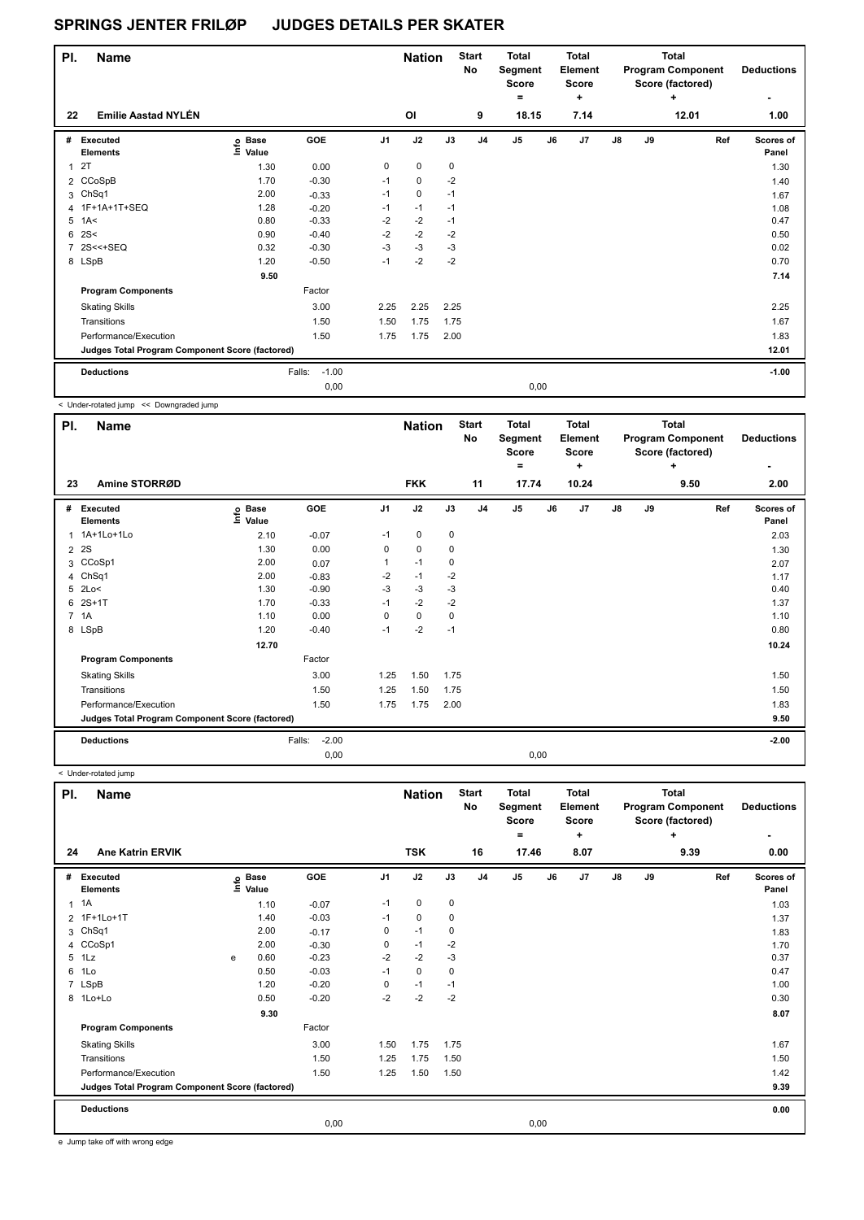# SPRINGS JENTER FRILØP JUDGES DETAILS PER SKATER

| Pl. | Name | Nation | Start No | Total Segment Score = | Total Element Score + | Total Program Component Score (factored) + | Deductions - |
|---|---|---|---|---|---|---|---|
| 22 | Emilie Aastad NYLÉN | OI | 9 | 18.15 | 7.14 | 12.01 | 1.00 |

| # | Executed Elements | Info | Base Value | GOE | J1 | J2 | J3 | J4 | J5 | J6 | J7 | J8 | J9 | Ref | Scores of Panel |
|---|---|---|---|---|---|---|---|---|---|---|---|---|---|---|---|
| 1 | 2T | | 1.30 | 0.00 | 0 | 0 | 0 | | | | | | | | 1.30 |
| 2 | CCoSpB | | 1.70 | -0.30 | -1 | 0 | -2 | | | | | | | | 1.40 |
| 3 | ChSq1 | | 2.00 | -0.33 | -1 | 0 | -1 | | | | | | | | 1.67 |
| 4 | 1F+1A+1T+SEQ | | 1.28 | -0.20 | -1 | -1 | -1 | | | | | | | | 1.08 |
| 5 | 1A< | | 0.80 | -0.33 | -2 | -2 | -1 | | | | | | | | 0.47 |
| 6 | 2S< | | 0.90 | -0.40 | -2 | -2 | -2 | | | | | | | | 0.50 |
| 7 | 2S<<+SEQ | | 0.32 | -0.30 | -3 | -3 | -3 | | | | | | | | 0.02 |
| 8 | LSpB | | 1.20 | -0.50 | -1 | -2 | -2 | | | | | | | | 0.70 |
| | | | 9.50 | | | | | | | | | | | | 7.14 |
| | **Program Components** | | | Factor | | | | | | | | | | | |
| | Skating Skills | | | 3.00 | 2.25 | 2.25 | 2.25 | | | | | | | | 2.25 |
| | Transitions | | | 1.50 | 1.50 | 1.75 | 1.75 | | | | | | | | 1.67 |
| | Performance/Execution | | | 1.50 | 1.75 | 1.75 | 2.00 | | | | | | | | 1.83 |
| | **Judges Total Program Component Score (factored)** | | | | | | | | | | | | | | 12.01 |
| | **Deductions** | | | Falls: -1.00 | | | | | | | | | | | -1.00 |
| | | | | 0,00 | | | | | 0,00 | | | | | | |

< Under-rotated jump << Downgraded jump

| Pl. | Name | Nation | Start No | Total Segment Score = | Total Element Score + | Total Program Component Score (factored) + | Deductions - |
|---|---|---|---|---|---|---|---|
| 23 | Amine STORRØD | FKK | 11 | 17.74 | 10.24 | 9.50 | 2.00 |

| # | Executed Elements | Info | Base Value | GOE | J1 | J2 | J3 | J4 | J5 | J6 | J7 | J8 | J9 | Ref | Scores of Panel |
|---|---|---|---|---|---|---|---|---|---|---|---|---|---|---|---|
| 1 | 1A+1Lo+1Lo | | 2.10 | -0.07 | -1 | 0 | 0 | | | | | | | | 2.03 |
| 2 | 2S | | 1.30 | 0.00 | 0 | 0 | 0 | | | | | | | | 1.30 |
| 3 | CCoSp1 | | 2.00 | 0.07 | 1 | -1 | 0 | | | | | | | | 2.07 |
| 4 | ChSq1 | | 2.00 | -0.83 | -2 | -1 | -2 | | | | | | | | 1.17 |
| 5 | 2Lo< | | 1.30 | -0.90 | -3 | -3 | -3 | | | | | | | | 0.40 |
| 6 | 2S+1T | | 1.70 | -0.33 | -1 | -2 | -2 | | | | | | | | 1.37 |
| 7 | 1A | | 1.10 | 0.00 | 0 | 0 | 0 | | | | | | | | 1.10 |
| 8 | LSpB | | 1.20 | -0.40 | -1 | -2 | -1 | | | | | | | | 0.80 |
| | | | 12.70 | | | | | | | | | | | | 10.24 |
| | **Program Components** | | | Factor | | | | | | | | | | | |
| | Skating Skills | | | 3.00 | 1.25 | 1.50 | 1.75 | | | | | | | | 1.50 |
| | Transitions | | | 1.50 | 1.25 | 1.50 | 1.75 | | | | | | | | 1.50 |
| | Performance/Execution | | | 1.50 | 1.75 | 1.75 | 2.00 | | | | | | | | 1.83 |
| | **Judges Total Program Component Score (factored)** | | | | | | | | | | | | | | 9.50 |
| | **Deductions** | | | Falls: -2.00 | | | | | | | | | | | -2.00 |
| | | | | 0,00 | | | | | 0,00 | | | | | | |

< Under-rotated jump

| Pl. | Name | Nation | Start No | Total Segment Score = | Total Element Score + | Total Program Component Score (factored) + | Deductions - |
|---|---|---|---|---|---|---|---|
| 24 | Ane Katrin ERVIK | TSK | 16 | 17.46 | 8.07 | 9.39 | 0.00 |

| # | Executed Elements | Info | Base Value | GOE | J1 | J2 | J3 | J4 | J5 | J6 | J7 | J8 | J9 | Ref | Scores of Panel |
|---|---|---|---|---|---|---|---|---|---|---|---|---|---|---|---|
| 1 | 1A | | 1.10 | -0.07 | -1 | 0 | 0 | | | | | | | | 1.03 |
| 2 | 1F+1Lo+1T | | 1.40 | -0.03 | -1 | 0 | 0 | | | | | | | | 1.37 |
| 3 | ChSq1 | | 2.00 | -0.17 | 0 | -1 | 0 | | | | | | | | 1.83 |
| 4 | CCoSp1 | | 2.00 | -0.30 | 0 | -1 | -2 | | | | | | | | 1.70 |
| 5 | 1Lz | e | 0.60 | -0.23 | -2 | -2 | -3 | | | | | | | | 0.37 |
| 6 | 1Lo | | 0.50 | -0.03 | -1 | 0 | 0 | | | | | | | | 0.47 |
| 7 | LSpB | | 1.20 | -0.20 | 0 | -1 | -1 | | | | | | | | 1.00 |
| 8 | 1Lo+Lo | | 0.50 | -0.20 | -2 | -2 | -2 | | | | | | | | 0.30 |
| | | | 9.30 | | | | | | | | | | | | 8.07 |
| | **Program Components** | | | Factor | | | | | | | | | | | |
| | Skating Skills | | | 3.00 | 1.50 | 1.75 | 1.75 | | | | | | | | 1.67 |
| | Transitions | | | 1.50 | 1.25 | 1.75 | 1.50 | | | | | | | | 1.50 |
| | Performance/Execution | | | 1.50 | 1.25 | 1.50 | 1.50 | | | | | | | | 1.42 |
| | **Judges Total Program Component Score (factored)** | | | | | | | | | | | | | | 9.39 |
| | **Deductions** | | | | | | | | | | | | | | 0.00 |
| | | | | 0,00 | | | | | 0,00 | | | | | | |

e Jump take off with wrong edge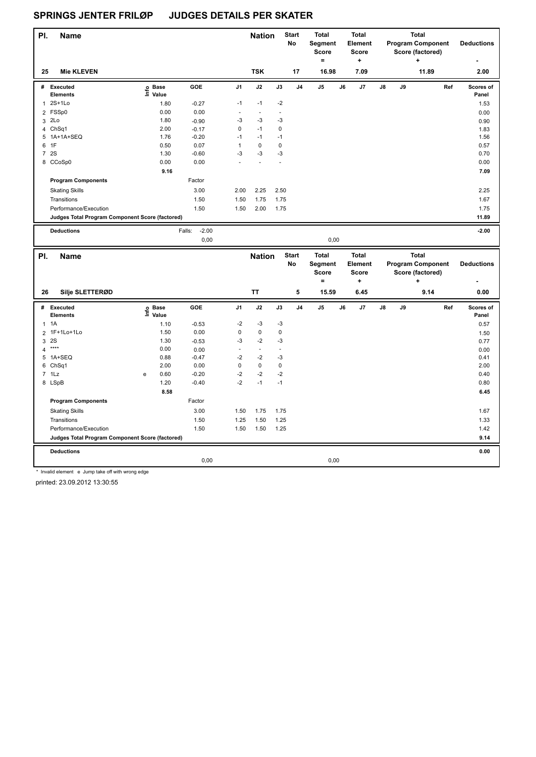# SPRINGS JENTER FRILØP JUDGES DETAILS PER SKATER

| Pl. | Name | Nation | Start No | Total Segment Score = | Total Element Score + | Total Program Component Score (factored) + | Deductions - |
|---|---|---|---|---|---|---|---|
| 25 | Mie KLEVEN | TSK | 17 | 16.98 | 7.09 | 11.89 | 2.00 |

| # | Executed Elements | Info | Base Value | GOE | J1 | J2 | J3 | J4 | J5 | J6 | J7 | J8 | J9 | Ref | Scores of Panel |
|---|---|---|---|---|---|---|---|---|---|---|---|---|---|---|---|
| 1 | 2S+1Lo | | 1.80 | -0.27 | -1 | -1 | -2 | | | | | | | | 1.53 |
| 2 | FSSp0 | | 0.00 | 0.00 | - | - | - | | | | | | | | 0.00 |
| 3 | 2Lo | | 1.80 | -0.90 | -3 | -3 | -3 | | | | | | | | 0.90 |
| 4 | ChSq1 | | 2.00 | -0.17 | 0 | -1 | 0 | | | | | | | | 1.83 |
| 5 | 1A+1A+SEQ | | 1.76 | -0.20 | -1 | -1 | -1 | | | | | | | | 1.56 |
| 6 | 1F | | 0.50 | 0.07 | 1 | 0 | 0 | | | | | | | | 0.57 |
| 7 | 2S | | 1.30 | -0.60 | -3 | -3 | -3 | | | | | | | | 0.70 |
| 8 | CCoSp0 | | 0.00 | 0.00 | - | - | - | | | | | | | | 0.00 |
| | | | 9.16 | | | | | | | | | | | | 7.09 |
| | **Program Components** | | | Factor | | | | | | | | | | | |
| | Skating Skills | | | 3.00 | 2.00 | 2.25 | 2.50 | | | | | | | | 2.25 |
| | Transitions | | | 1.50 | 1.50 | 1.75 | 1.75 | | | | | | | | 1.67 |
| | Performance/Execution | | | 1.50 | 1.50 | 2.00 | 1.75 | | | | | | | | 1.75 |
| | **Judges Total Program Component Score (factored)** | | | | | | | | | | | | | | 11.89 |
| | **Deductions** | | | Falls: -2.00 | | | | | | | | | | | -2.00 |
| | | | | 0,00 | | | | | 0,00 | | | | | | |

| Pl. | Name | Nation | Start No | Total Segment Score = | Total Element Score + | Total Program Component Score (factored) + | Deductions - |
|---|---|---|---|---|---|---|---|
| 26 | Silje SLETTERØD | TT | 5 | 15.59 | 6.45 | 9.14 | 0.00 |

| # | Executed Elements | Info | Base Value | GOE | J1 | J2 | J3 | J4 | J5 | J6 | J7 | J8 | J9 | Ref | Scores of Panel |
|---|---|---|---|---|---|---|---|---|---|---|---|---|---|---|---|
| 1 | 1A | | 1.10 | -0.53 | -2 | -3 | -3 | | | | | | | | 0.57 |
| 2 | 1F+1Lo+1Lo | | 1.50 | 0.00 | 0 | 0 | 0 | | | | | | | | 1.50 |
| 3 | 2S | | 1.30 | -0.53 | -3 | -2 | -3 | | | | | | | | 0.77 |
| 4 | **** | | 0.00 | 0.00 | - | - | - | | | | | | | | 0.00 |
| 5 | 1A+SEQ | | 0.88 | -0.47 | -2 | -2 | -3 | | | | | | | | 0.41 |
| 6 | ChSq1 | | 2.00 | 0.00 | 0 | 0 | 0 | | | | | | | | 2.00 |
| 7 | 1Lz | e | 0.60 | -0.20 | -2 | -2 | -2 | | | | | | | | 0.40 |
| 8 | LSpB | | 1.20 | -0.40 | -2 | -1 | -1 | | | | | | | | 0.80 |
| | | | 8.58 | | | | | | | | | | | | 6.45 |
| | **Program Components** | | | Factor | | | | | | | | | | | |
| | Skating Skills | | | 3.00 | 1.50 | 1.75 | 1.75 | | | | | | | | 1.67 |
| | Transitions | | | 1.50 | 1.25 | 1.50 | 1.25 | | | | | | | | 1.33 |
| | Performance/Execution | | | 1.50 | 1.50 | 1.50 | 1.25 | | | | | | | | 1.42 |
| | **Judges Total Program Component Score (factored)** | | | | | | | | | | | | | | 9.14 |
| | **Deductions** | | | | | | | | | | | | | | 0.00 |
| | | | | 0,00 | | | | | 0,00 | | | | | | |

* Invalid element e Jump take off with wrong edge

printed: 23.09.2012 13:30:55